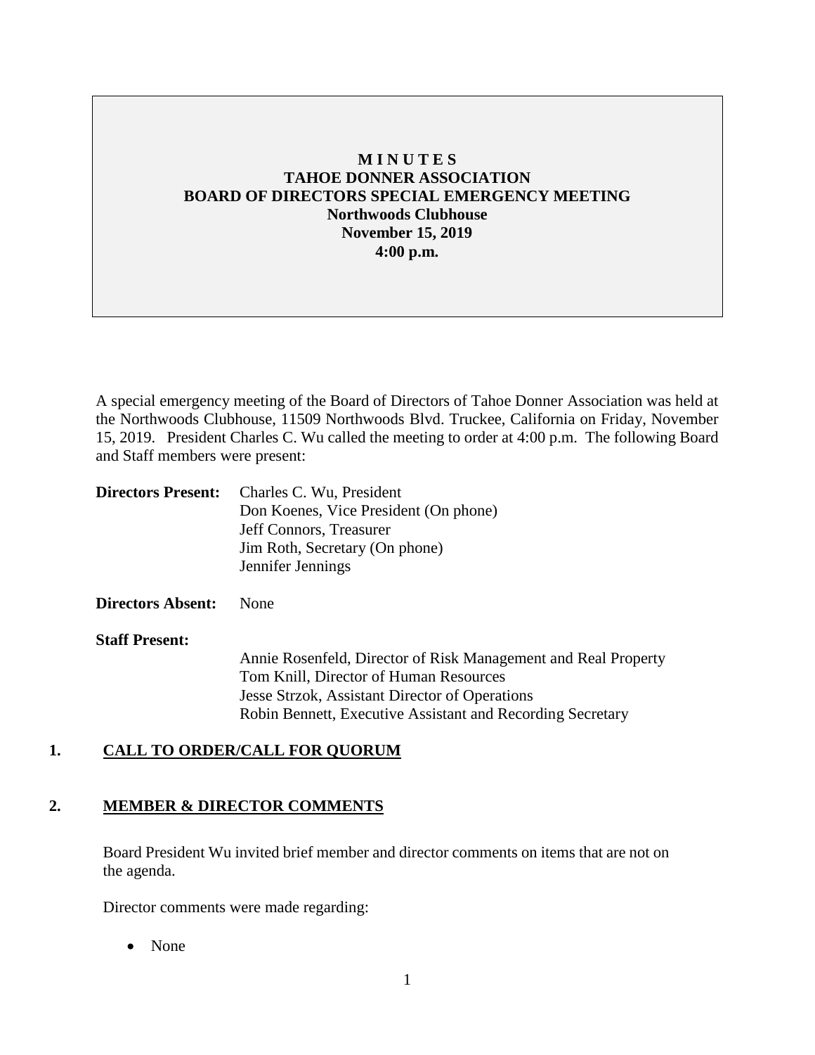# M I N U T E S
# TAHOE DONNER ASSOCIATION
# BOARD OF DIRECTORS SPECIAL EMERGENCY MEETING

**Northwoods Clubhouse**
**November 15, 2019**
**4:00 p.m.**

A special emergency meeting of the Board of Directors of Tahoe Donner Association was held at the Northwoods Clubhouse, 11509 Northwoods Blvd. Truckee, California on Friday, November 15, 2019. President Charles C. Wu called the meeting to order at 4:00 p.m. The following Board and Staff members were present:

**Directors Present:**
Charles C. Wu, President
Don Koenes, Vice President (On phone)
Jeff Connors, Treasurer
Jim Roth, Secretary (On phone)
Jennifer Jennings

**Directors Absent:** None

**Staff Present:**
Annie Rosenfeld, Director of Risk Management and Real Property
Tom Knill, Director of Human Resources
Jesse Strzok, Assistant Director of Operations
Robin Bennett, Executive Assistant and Recording Secretary

## 1. CALL TO ORDER/CALL FOR QUORUM

## 2. MEMBER & DIRECTOR COMMENTS

Board President Wu invited brief member and director comments on items that are not on the agenda.

Director comments were made regarding:

- None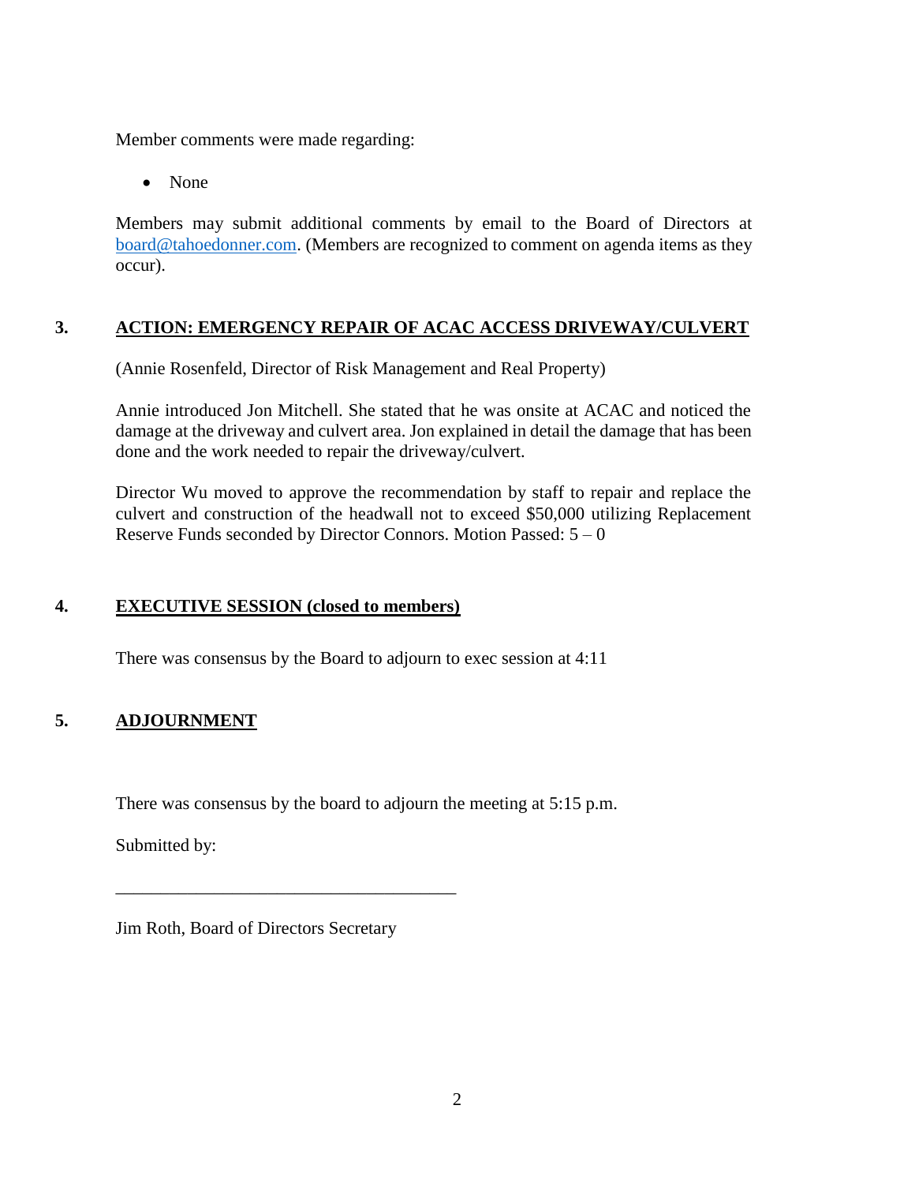Member comments were made regarding:

- None

Members may submit additional comments by email to the Board of Directors at board@tahoedonner.com. (Members are recognized to comment on agenda items as they occur).

## 3. ACTION: EMERGENCY REPAIR OF ACAC ACCESS DRIVEWAY/CULVERT

(Annie Rosenfeld, Director of Risk Management and Real Property)

Annie introduced Jon Mitchell. She stated that he was onsite at ACAC and noticed the damage at the driveway and culvert area. Jon explained in detail the damage that has been done and the work needed to repair the driveway/culvert.

Director Wu moved to approve the recommendation by staff to repair and replace the culvert and construction of the headwall not to exceed $50,000 utilizing Replacement Reserve Funds seconded by Director Connors. Motion Passed: 5 – 0

## 4. EXECUTIVE SESSION (closed to members)

There was consensus by the Board to adjourn to exec session at 4:11

## 5. ADJOURNMENT

There was consensus by the board to adjourn the meeting at 5:15 p.m.

Submitted by:

______________________________________

Jim Roth, Board of Directors Secretary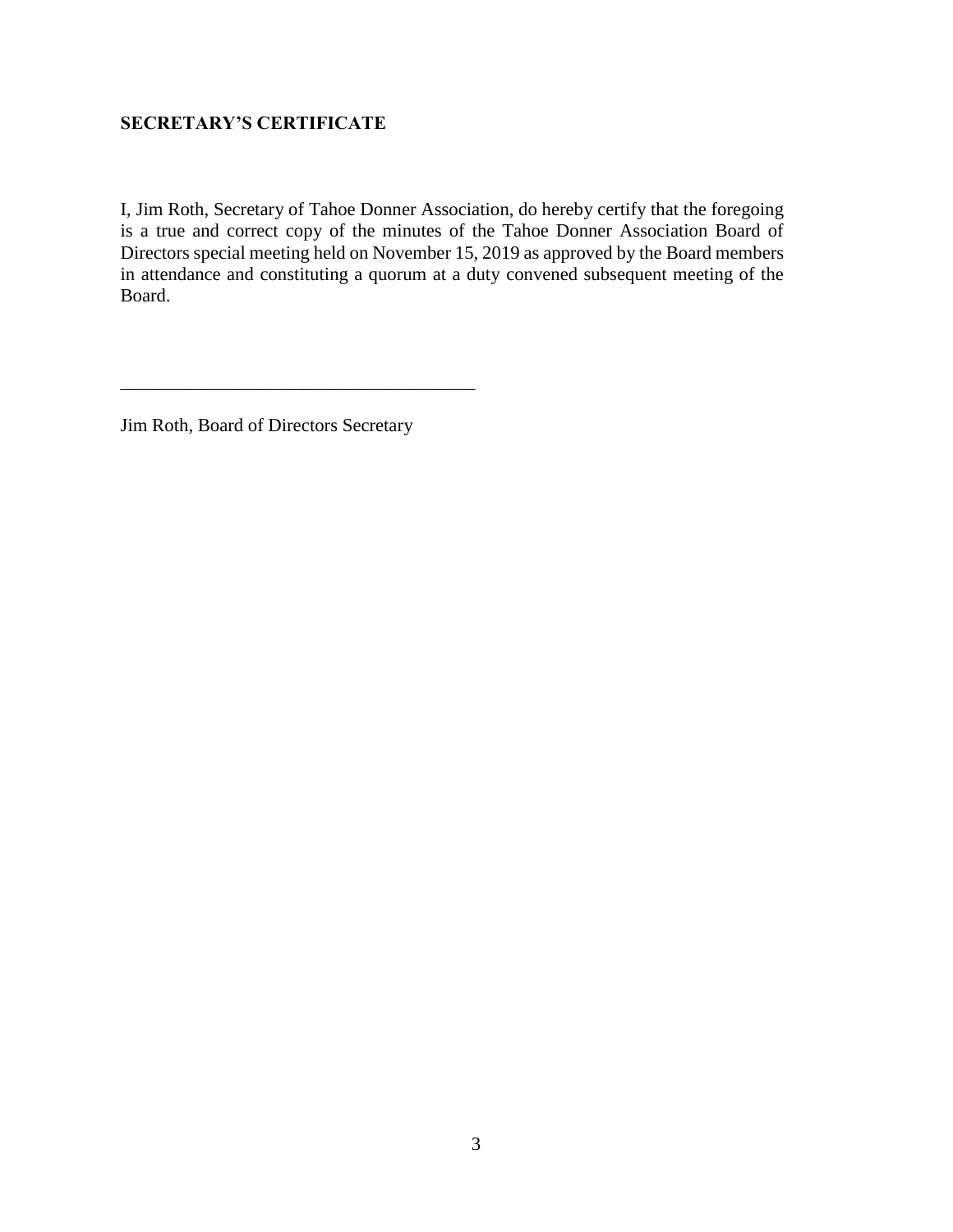**SECRETARY'S CERTIFICATE**

I, Jim Roth, Secretary of Tahoe Donner Association, do hereby certify that the foregoing is a true and correct copy of the minutes of the Tahoe Donner Association Board of Directors special meeting held on November 15, 2019 as approved by the Board members in attendance and constituting a quorum at a duty convened subsequent meeting of the Board.

\_\_\_\_\_\_\_\_\_\_\_\_\_\_\_\_\_\_\_\_\_\_\_\_\_\_\_\_\_\_\_\_\_\_\_\_\_\_

Jim Roth, Board of Directors Secretary